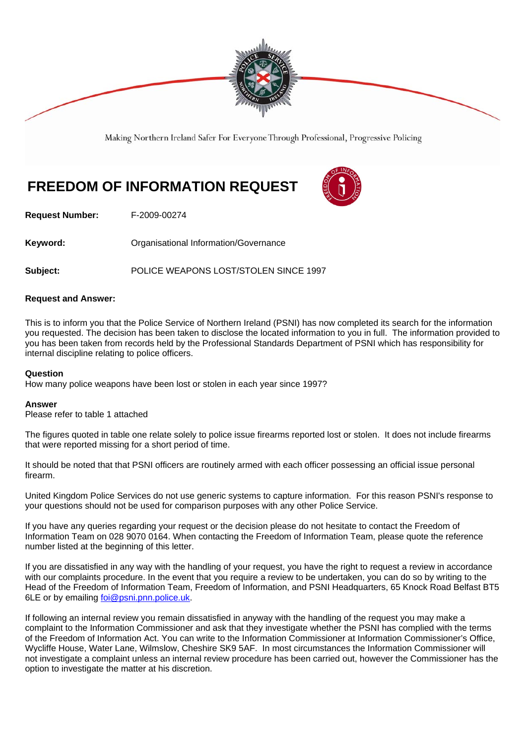Making Northern Ireland Safer For Everyone Through Professional, Progressive Policing

# FREEDOM OF INFORMATION REQUEST

**Request Number:** F-2009-00274

**Keyword:** Organisational Information/Governance

**Subject:** POLICE WEAPONS LOST/STOLEN SINCE 1997

**Request and Answer:**

This is to inform you that the Police Service of Northern Ireland (PSNI) has now completed its search for the information you requested. The decision has been taken to disclose the located information to you in full. The information provided to you has been taken from records held by the Professional Standards Department of PSNI which has responsibility for internal discipline relating to police officers.

**Question**
How many police weapons have been lost or stolen in each year since 1997?

**Answer**
Please refer to table 1 attached

The figures quoted in table one relate solely to police issue firearms reported lost or stolen. It does not include firearms that were reported missing for a short period of time.

It should be noted that that PSNI officers are routinely armed with each officer possessing an official issue personal firearm.

United Kingdom Police Services do not use generic systems to capture information. For this reason PSNI's response to your questions should not be used for comparison purposes with any other Police Service.

If you have any queries regarding your request or the decision please do not hesitate to contact the Freedom of Information Team on 028 9070 0164. When contacting the Freedom of Information Team, please quote the reference number listed at the beginning of this letter.

If you are dissatisfied in any way with the handling of your request, you have the right to request a review in accordance with our complaints procedure. In the event that you require a review to be undertaken, you can do so by writing to the Head of the Freedom of Information Team, Freedom of Information, and PSNI Headquarters, 65 Knock Road Belfast BT5 6LE or by emailing foi@psni.pnn.police.uk.

If following an internal review you remain dissatisfied in anyway with the handling of the request you may make a complaint to the Information Commissioner and ask that they investigate whether the PSNI has complied with the terms of the Freedom of Information Act. You can write to the Information Commissioner at Information Commissioner's Office, Wycliffe House, Water Lane, Wilmslow, Cheshire SK9 5AF. In most circumstances the Information Commissioner will not investigate a complaint unless an internal review procedure has been carried out, however the Commissioner has the option to investigate the matter at his discretion.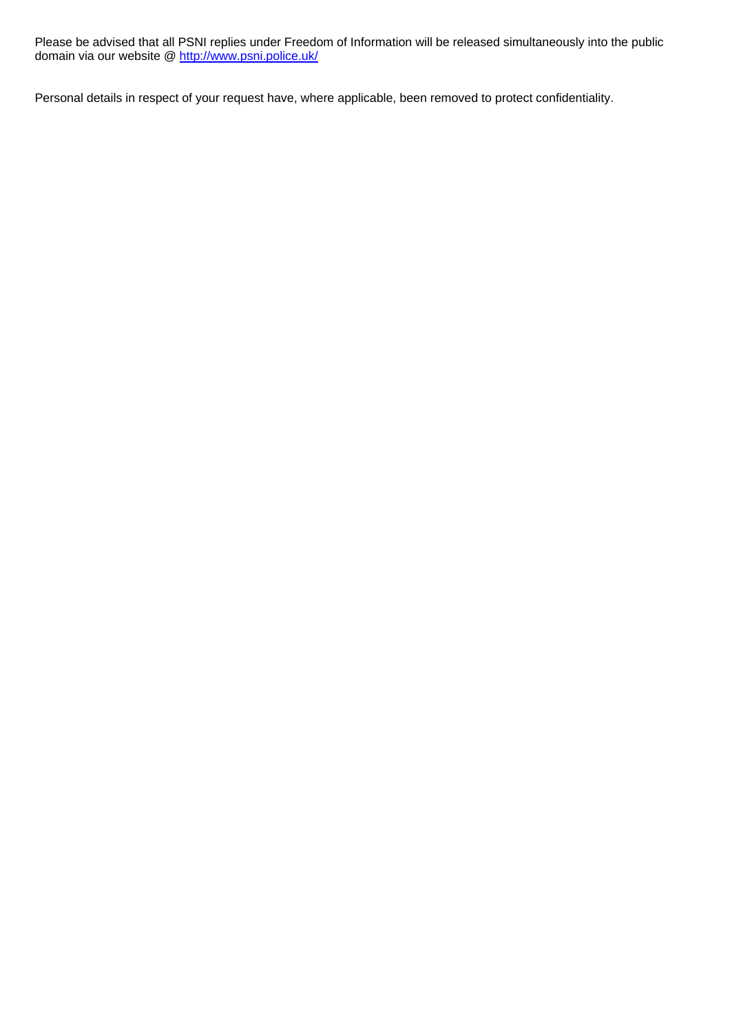Please be advised that all PSNI replies under Freedom of Information will be released simultaneously into the public domain via our website @ [http://www.psni.police.uk/](http://www.psni.police.uk/)

Personal details in respect of your request have, where applicable, been removed to protect confidentiality.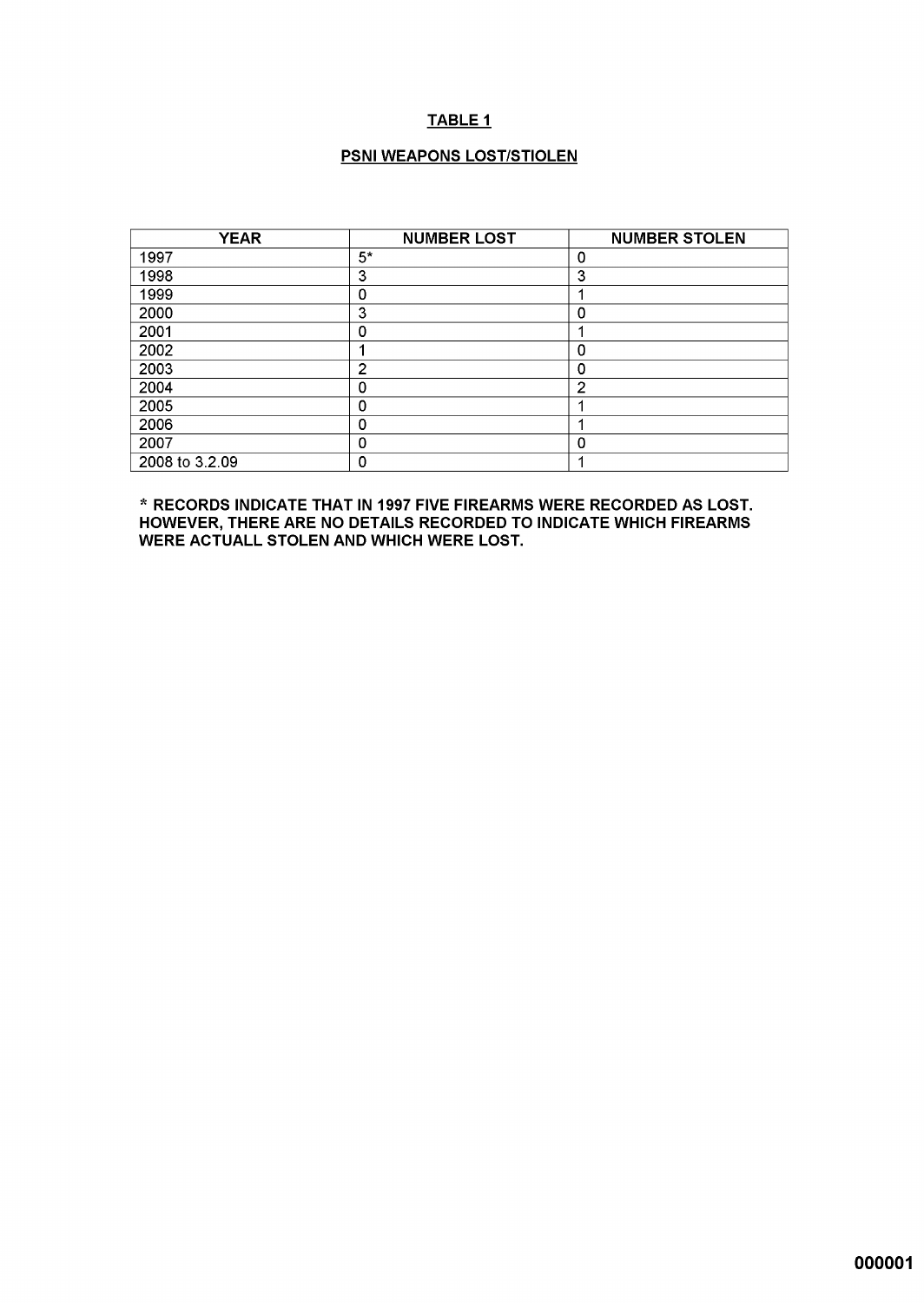**<u>TABLE 1</u>**

**<u>PSNI WEAPONS LOST/STIOLEN</u>**

| YEAR | NUMBER LOST | NUMBER STOLEN |
|---|---|---|
| 1997 | 5* | 0 |
| 1998 | 3 | 3 |
| 1999 | 0 | 1 |
| 2000 | 3 | 0 |
| 2001 | 0 | 1 |
| 2002 | 1 | 0 |
| 2003 | 2 | 0 |
| 2004 | 0 | 2 |
| 2005 | 0 | 1 |
| 2006 | 0 | 1 |
| 2007 | 0 | 0 |
| 2008 to 3.2.09 | 0 | 1 |

**\* RECORDS INDICATE THAT IN 1997 FIVE FIREARMS WERE RECORDED AS LOST. HOWEVER, THERE ARE NO DETAILS RECORDED TO INDICATE WHICH FIREARMS WERE ACTUALL STOLEN AND WHICH WERE LOST.**

**000001**